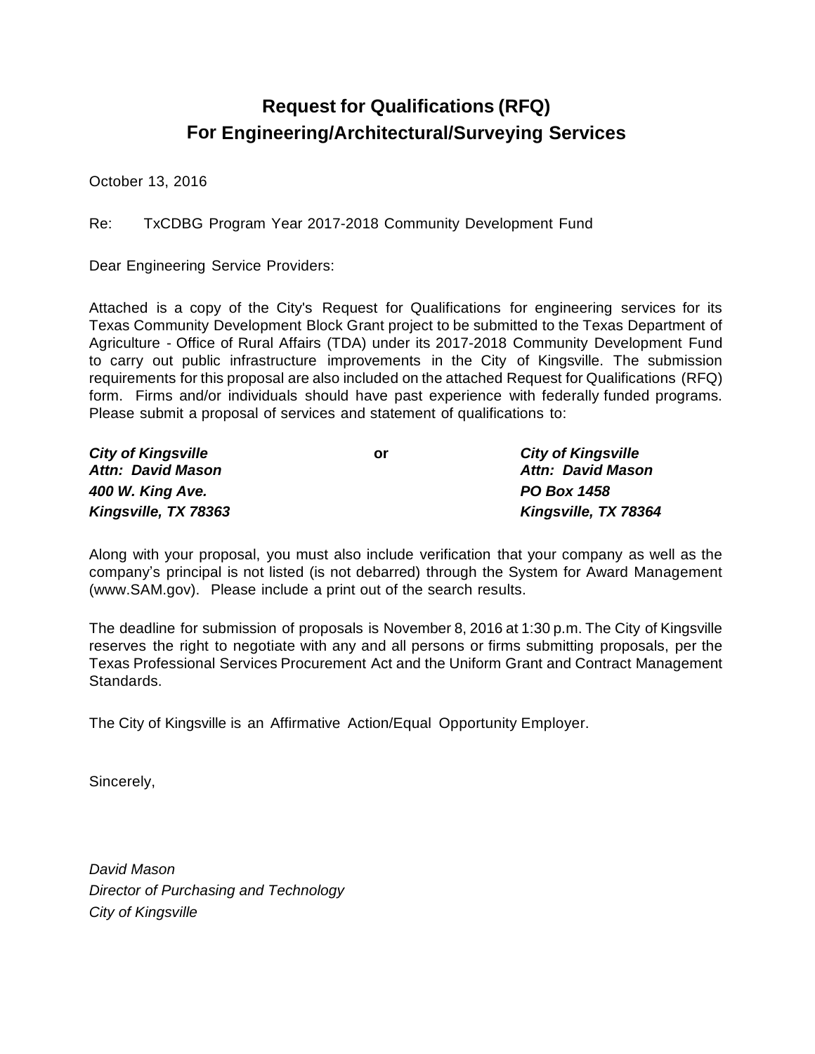# Request for Qualifications (RFQ)
# For Engineering/Architectural/Surveying Services

October 13, 2016

Re: TxCDBG Program Year 2017-2018 Community Development Fund

Dear Engineering Service Providers:

Attached is a copy of the City's Request for Qualifications for engineering services for its Texas Community Development Block Grant project to be submitted to the Texas Department of Agriculture - Office of Rural Affairs (TDA) under its 2017-2018 Community Development Fund to carry out public infrastructure improvements in the City of Kingsville. The submission requirements for this proposal are also included on the attached Request for Qualifications (RFQ) form. Firms and/or individuals should have past experience with federally funded programs. Please submit a proposal of services and statement of qualifications to:

***City of Kingsville***
***Attn: David Mason***
***400 W. King Ave.***
***Kingsville, TX 78363***

**or**

***City of Kingsville***
***Attn: David Mason***
***PO Box 1458***
***Kingsville, TX 78364***

Along with your proposal, you must also include verification that your company as well as the company's principal is not listed (is not debarred) through the System for Award Management (www.SAM.gov). Please include a print out of the search results.

The deadline for submission of proposals is November 8, 2016 at 1:30 p.m. The City of Kingsville reserves the right to negotiate with any and all persons or firms submitting proposals, per the Texas Professional Services Procurement Act and the Uniform Grant and Contract Management Standards.

The City of Kingsville is an Affirmative Action/Equal Opportunity Employer.

Sincerely,

*David Mason*
*Director of Purchasing and Technology*
*City of Kingsville*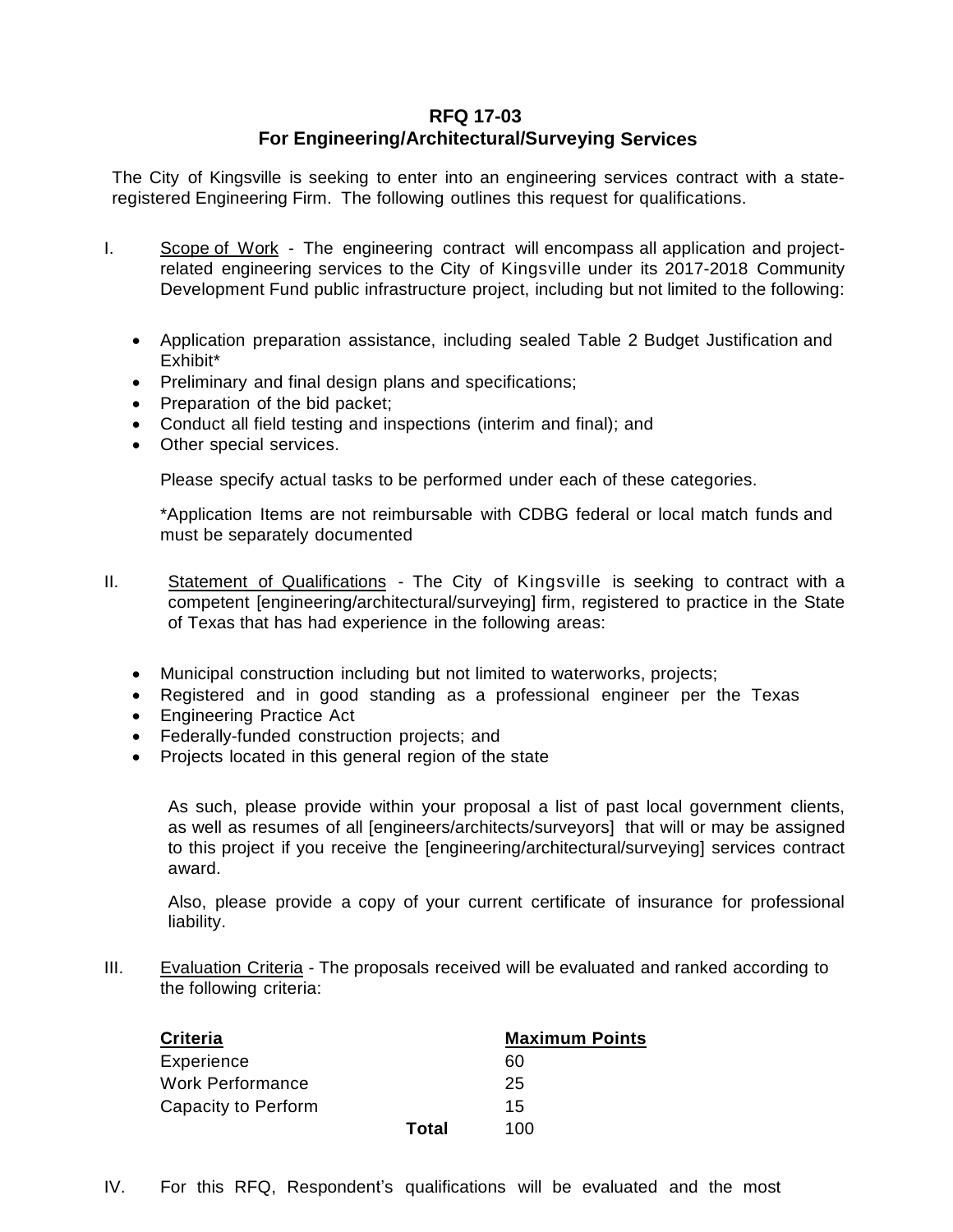# RFQ 17-03
## For Engineering/Architectural/Surveying Services

The City of Kingsville is seeking to enter into an engineering services contract with a state-registered Engineering Firm. The following outlines this request for qualifications.

I. Scope of Work - The engineering contract will encompass all application and project-related engineering services to the City of Kingsville under its 2017-2018 Community Development Fund public infrastructure project, including but not limited to the following:

- Application preparation assistance, including sealed Table 2 Budget Justification and Exhibit*
- Preliminary and final design plans and specifications;
- Preparation of the bid packet;
- Conduct all field testing and inspections (interim and final); and
- Other special services.

Please specify actual tasks to be performed under each of these categories.

*Application Items are not reimbursable with CDBG federal or local match funds and must be separately documented

II. Statement of Qualifications - The City of Kingsville is seeking to contract with a competent [engineering/architectural/surveying] firm, registered to practice in the State of Texas that has had experience in the following areas:

- Municipal construction including but not limited to waterworks, projects;
- Registered and in good standing as a professional engineer per the Texas
- Engineering Practice Act
- Federally-funded construction projects; and
- Projects located in this general region of the state

As such, please provide within your proposal a list of past local government clients, as well as resumes of all [engineers/architects/surveyors] that will or may be assigned to this project if you receive the [engineering/architectural/surveying] services contract award.

Also, please provide a copy of your current certificate of insurance for professional liability.

III. Evaluation Criteria - The proposals received will be evaluated and ranked according to the following criteria:

| Criteria | | Maximum Points |
|---|---|---|
| Experience | | 60 |
| Work Performance | | 25 |
| Capacity to Perform | | 15 |
| | **Total** | 100 |

IV. For this RFQ, Respondent's qualifications will be evaluated and the most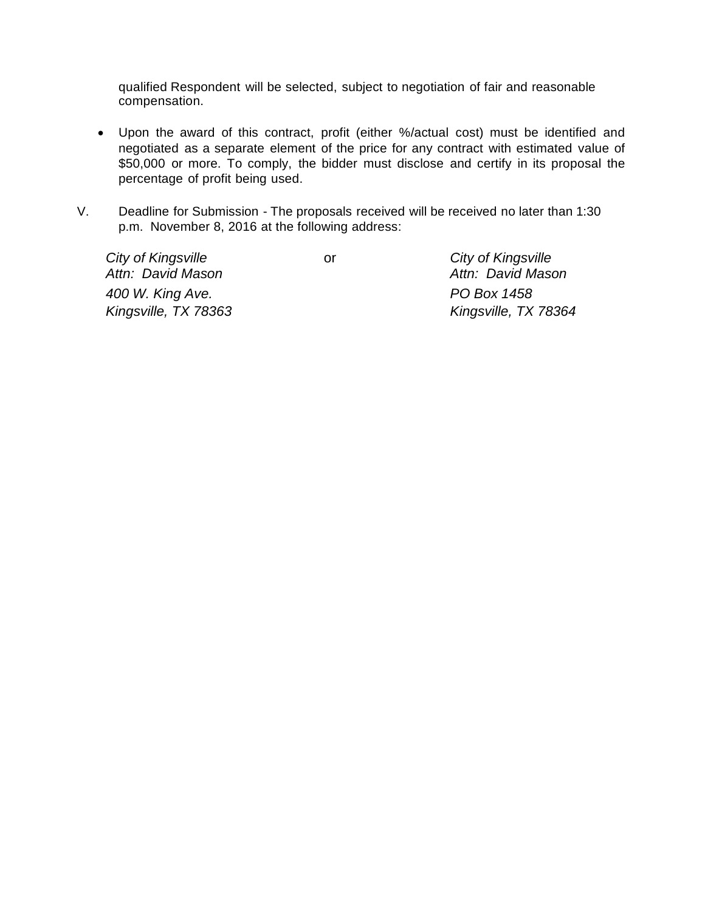qualified Respondent will be selected, subject to negotiation of fair and reasonable compensation.

- Upon the award of this contract, profit (either %/actual cost) must be identified and negotiated as a separate element of the price for any contract with estimated value of $50,000 or more. To comply, the bidder must disclose and certify in its proposal the percentage of profit being used.

V. Deadline for Submission - The proposals received will be received no later than 1:30 p.m. November 8, 2016 at the following address:

*City of Kingsville*
*Attn: David Mason*
*400 W. King Ave.*
*Kingsville, TX 78363*

or

*City of Kingsville*
*Attn: David Mason*
*PO Box 1458*
*Kingsville, TX 78364*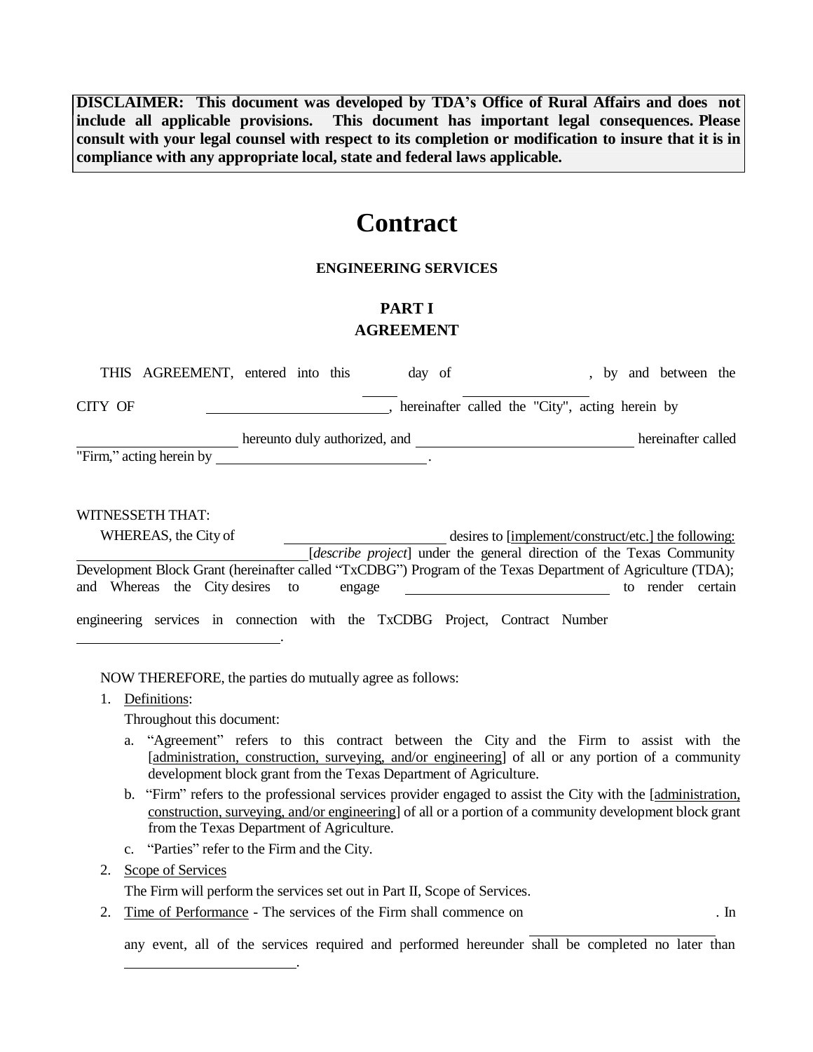**DISCLAIMER: This document was developed by TDA's Office of Rural Affairs and does not include all applicable provisions. This document has important legal consequences. Please consult with your legal counsel with respect to its completion or modification to insure that it is in compliance with any appropriate local, state and federal laws applicable.**

# Contract

### ENGINEERING SERVICES

### PART I
### AGREEMENT

THIS AGREEMENT, entered into this _____ day of ________________, by and between the CITY OF ________________________, hereinafter called the "City", acting herein by ____________________ hereunto duly authorized, and ____________________________ hereinafter called "Firm," acting herein by ____________________________.

WITNESSETH THAT:

WHEREAS, the City of ____________________ desires to [implement/construct/etc.] the following: ______________________________[*describe project*] under the general direction of the Texas Community Development Block Grant (hereinafter called "TxCDBG") Program of the Texas Department of Agriculture (TDA); and Whereas the City desires to engage ____________________________ to render certain engineering services in connection with the TxCDBG Project, Contract Number ____________________________.

NOW THEREFORE, the parties do mutually agree as follows:

1. Definitions:

   Throughout this document:

   a. "Agreement" refers to this contract between the City and the Firm to assist with the [administration, construction, surveying, and/or engineering] of all or any portion of a community development block grant from the Texas Department of Agriculture.

   b. "Firm" refers to the professional services provider engaged to assist the City with the [administration, construction, surveying, and/or engineering] of all or a portion of a community development block grant from the Texas Department of Agriculture.

   c. "Parties" refer to the Firm and the City.

2. Scope of Services

   The Firm will perform the services set out in Part II, Scope of Services.

2. Time of Performance - The services of the Firm shall commence on ________________________. In any event, all of the services required and performed hereunder shall be completed no later than ________________________.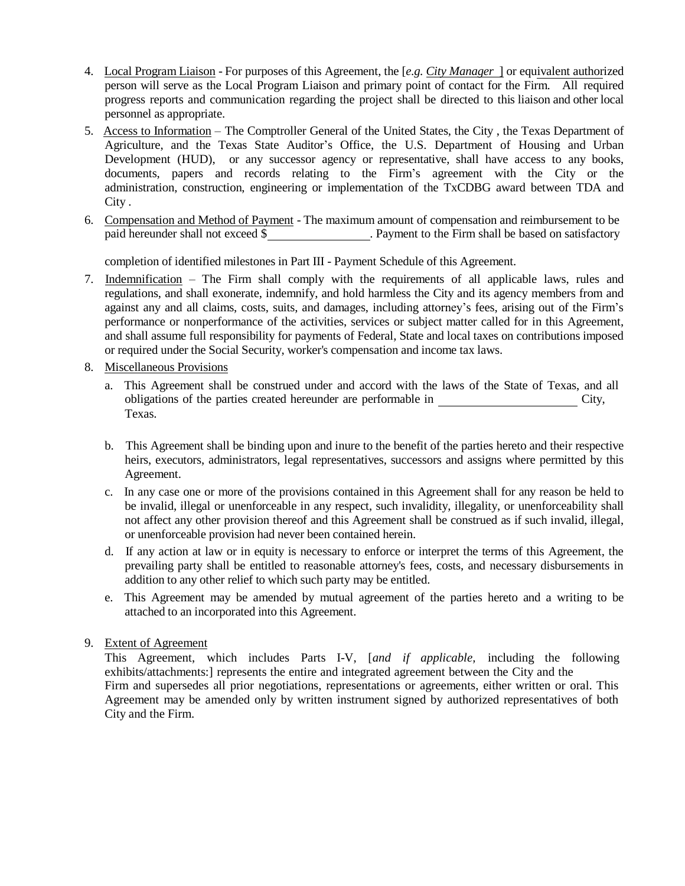4. Local Program Liaison - For purposes of this Agreement, the [*e.g. City Manager* ] or equivalent authorized person will serve as the Local Program Liaison and primary point of contact for the Firm. All required progress reports and communication regarding the project shall be directed to this liaison and other local personnel as appropriate.

5. Access to Information – The Comptroller General of the United States, the City , the Texas Department of Agriculture, and the Texas State Auditor's Office, the U.S. Department of Housing and Urban Development (HUD), or any successor agency or representative, shall have access to any books, documents, papers and records relating to the Firm's agreement with the City or the administration, construction, engineering or implementation of the TxCDBG award between TDA and City .

6. Compensation and Method of Payment - The maximum amount of compensation and reimbursement to be paid hereunder shall not exceed $\_\_\_\_\_\_\_\_\_\_\_\_\_\_\_\_. Payment to the Firm shall be based on satisfactory

   completion of identified milestones in Part III - Payment Schedule of this Agreement.

7. Indemnification – The Firm shall comply with the requirements of all applicable laws, rules and regulations, and shall exonerate, indemnify, and hold harmless the City and its agency members from and against any and all claims, costs, suits, and damages, including attorney's fees, arising out of the Firm's performance or nonperformance of the activities, services or subject matter called for in this Agreement, and shall assume full responsibility for payments of Federal, State and local taxes on contributions imposed or required under the Social Security, worker's compensation and income tax laws.

8. Miscellaneous Provisions

   a. This Agreement shall be construed under and accord with the laws of the State of Texas, and all obligations of the parties created hereunder are performable in \_\_\_\_\_\_\_\_\_\_\_\_\_\_\_\_\_\_\_\_\_\_ City, Texas.

   b. This Agreement shall be binding upon and inure to the benefit of the parties hereto and their respective heirs, executors, administrators, legal representatives, successors and assigns where permitted by this Agreement.

   c. In any case one or more of the provisions contained in this Agreement shall for any reason be held to be invalid, illegal or unenforceable in any respect, such invalidity, illegality, or unenforceability shall not affect any other provision thereof and this Agreement shall be construed as if such invalid, illegal, or unenforceable provision had never been contained herein.

   d. If any action at law or in equity is necessary to enforce or interpret the terms of this Agreement, the prevailing party shall be entitled to reasonable attorney's fees, costs, and necessary disbursements in addition to any other relief to which such party may be entitled.

   e. This Agreement may be amended by mutual agreement of the parties hereto and a writing to be attached to an incorporated into this Agreement.

9. Extent of Agreement

   This Agreement, which includes Parts I-V, [*and if applicable,* including the following exhibits/attachments:] represents the entire and integrated agreement between the City and the Firm and supersedes all prior negotiations, representations or agreements, either written or oral. This Agreement may be amended only by written instrument signed by authorized representatives of both City and the Firm.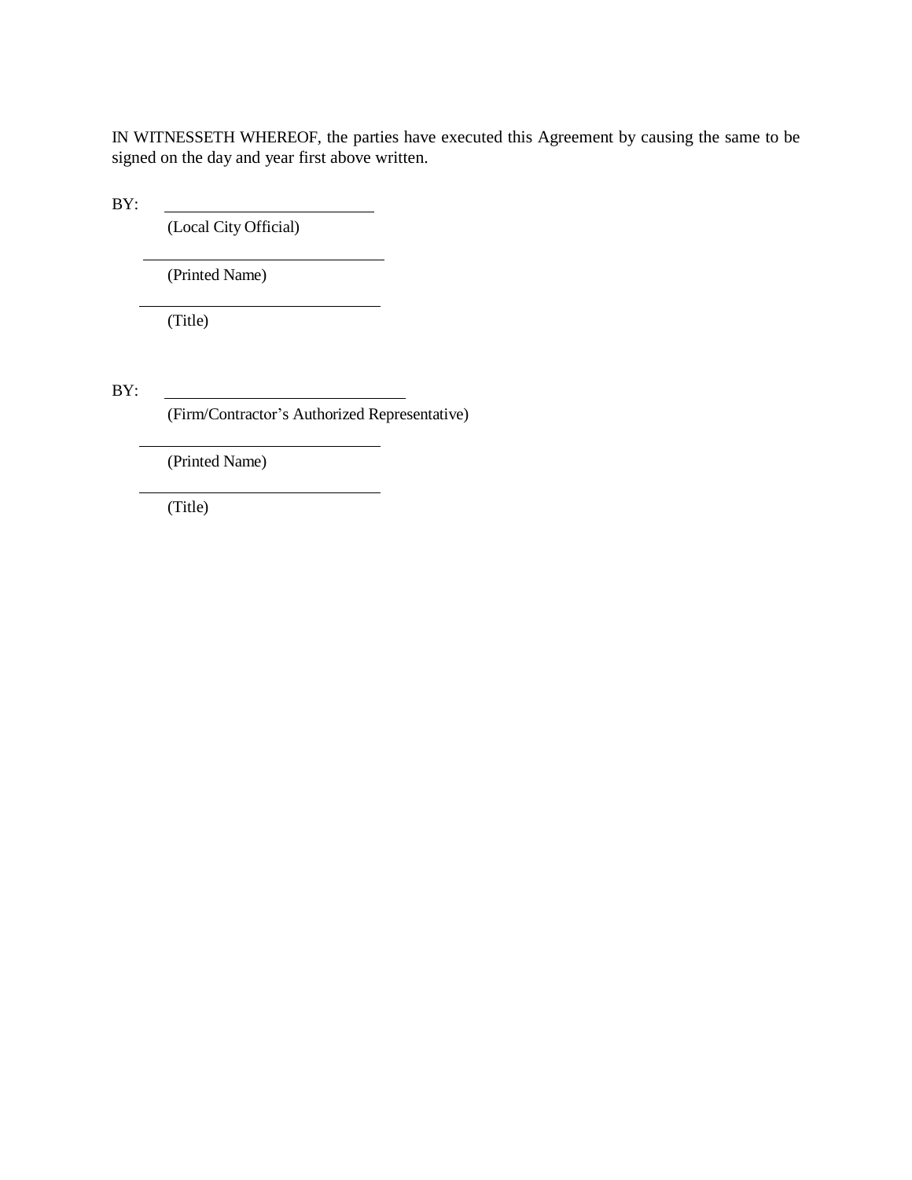IN WITNESSETH WHEREOF, the parties have executed this Agreement by causing the same to be signed on the day and year first above written.

BY: \_\_\_\_\_\_\_\_\_\_\_\_\_\_\_\_\_\_\_\_\_\_\_\_\_\_\_\_

(Local City Official)

\_\_\_\_\_\_\_\_\_\_\_\_\_\_\_\_\_\_\_\_\_\_\_\_\_\_\_\_

(Printed Name)

\_\_\_\_\_\_\_\_\_\_\_\_\_\_\_\_\_\_\_\_\_\_\_\_\_\_\_\_

(Title)

BY: \_\_\_\_\_\_\_\_\_\_\_\_\_\_\_\_\_\_\_\_\_\_\_\_\_\_\_\_

(Firm/Contractor's Authorized Representative)

\_\_\_\_\_\_\_\_\_\_\_\_\_\_\_\_\_\_\_\_\_\_\_\_\_\_\_\_

(Printed Name)

\_\_\_\_\_\_\_\_\_\_\_\_\_\_\_\_\_\_\_\_\_\_\_\_\_\_\_\_

(Title)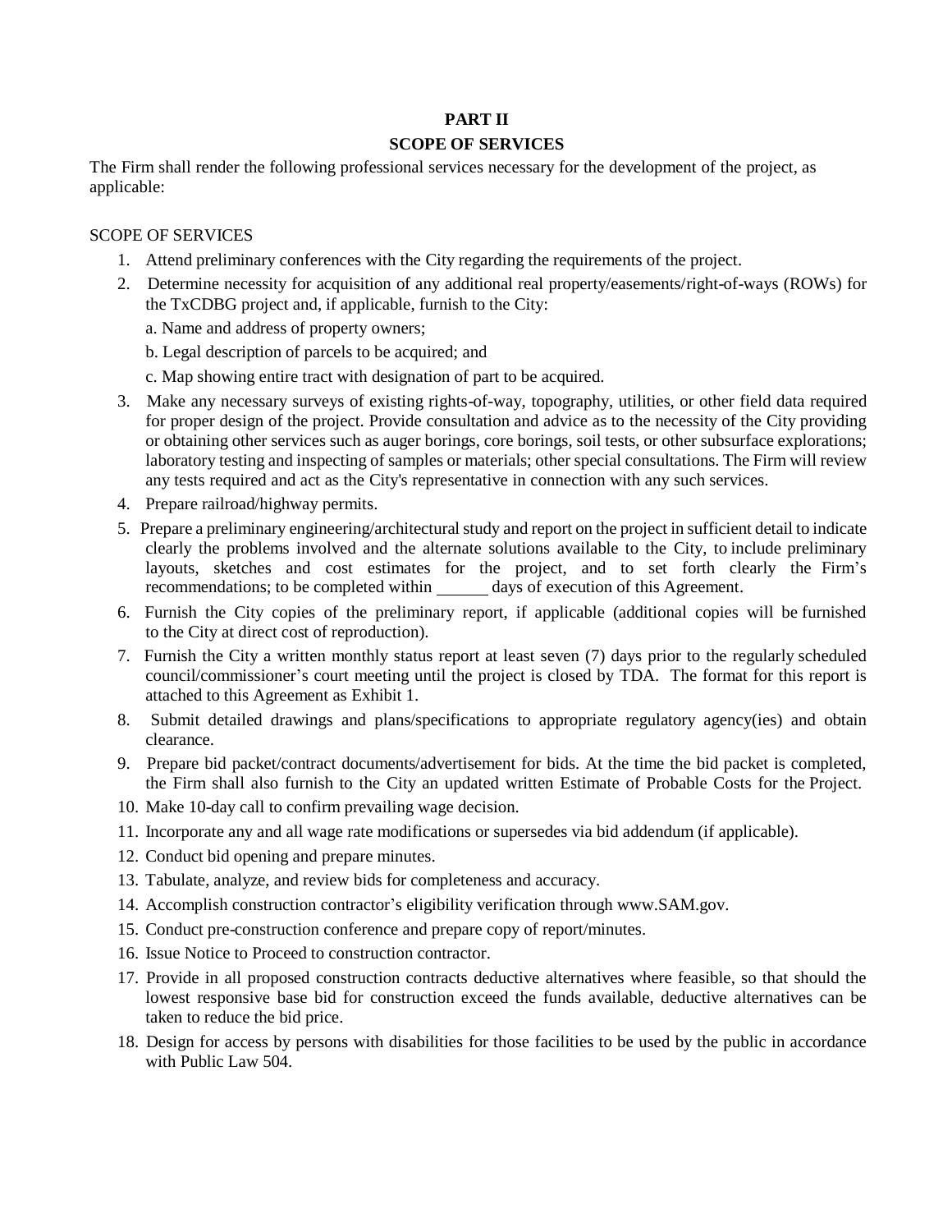# PART II

## SCOPE OF SERVICES

The Firm shall render the following professional services necessary for the development of the project, as applicable:

SCOPE OF SERVICES

1. Attend preliminary conferences with the City regarding the requirements of the project.
2. Determine necessity for acquisition of any additional real property/easements/right-of-ways (ROWs) for the TxCDBG project and, if applicable, furnish to the City:

   a. Name and address of property owners;

   b. Legal description of parcels to be acquired; and

   c. Map showing entire tract with designation of part to be acquired.
3. Make any necessary surveys of existing rights-of-way, topography, utilities, or other field data required for proper design of the project. Provide consultation and advice as to the necessity of the City providing or obtaining other services such as auger borings, core borings, soil tests, or other subsurface explorations; laboratory testing and inspecting of samples or materials; other special consultations. The Firm will review any tests required and act as the City's representative in connection with any such services.
4. Prepare railroad/highway permits.
5. Prepare a preliminary engineering/architectural study and report on the project in sufficient detail to indicate clearly the problems involved and the alternate solutions available to the City, to include preliminary layouts, sketches and cost estimates for the project, and to set forth clearly the Firm's recommendations; to be completed within ______ days of execution of this Agreement.
6. Furnish the City copies of the preliminary report, if applicable (additional copies will be furnished to the City at direct cost of reproduction).
7. Furnish the City a written monthly status report at least seven (7) days prior to the regularly scheduled council/commissioner's court meeting until the project is closed by TDA. The format for this report is attached to this Agreement as Exhibit 1.
8. Submit detailed drawings and plans/specifications to appropriate regulatory agency(ies) and obtain clearance.
9. Prepare bid packet/contract documents/advertisement for bids. At the time the bid packet is completed, the Firm shall also furnish to the City an updated written Estimate of Probable Costs for the Project.
10. Make 10-day call to confirm prevailing wage decision.
11. Incorporate any and all wage rate modifications or supersedes via bid addendum (if applicable).
12. Conduct bid opening and prepare minutes.
13. Tabulate, analyze, and review bids for completeness and accuracy.
14. Accomplish construction contractor's eligibility verification through www.SAM.gov.
15. Conduct pre-construction conference and prepare copy of report/minutes.
16. Issue Notice to Proceed to construction contractor.
17. Provide in all proposed construction contracts deductive alternatives where feasible, so that should the lowest responsive base bid for construction exceed the funds available, deductive alternatives can be taken to reduce the bid price.
18. Design for access by persons with disabilities for those facilities to be used by the public in accordance with Public Law 504.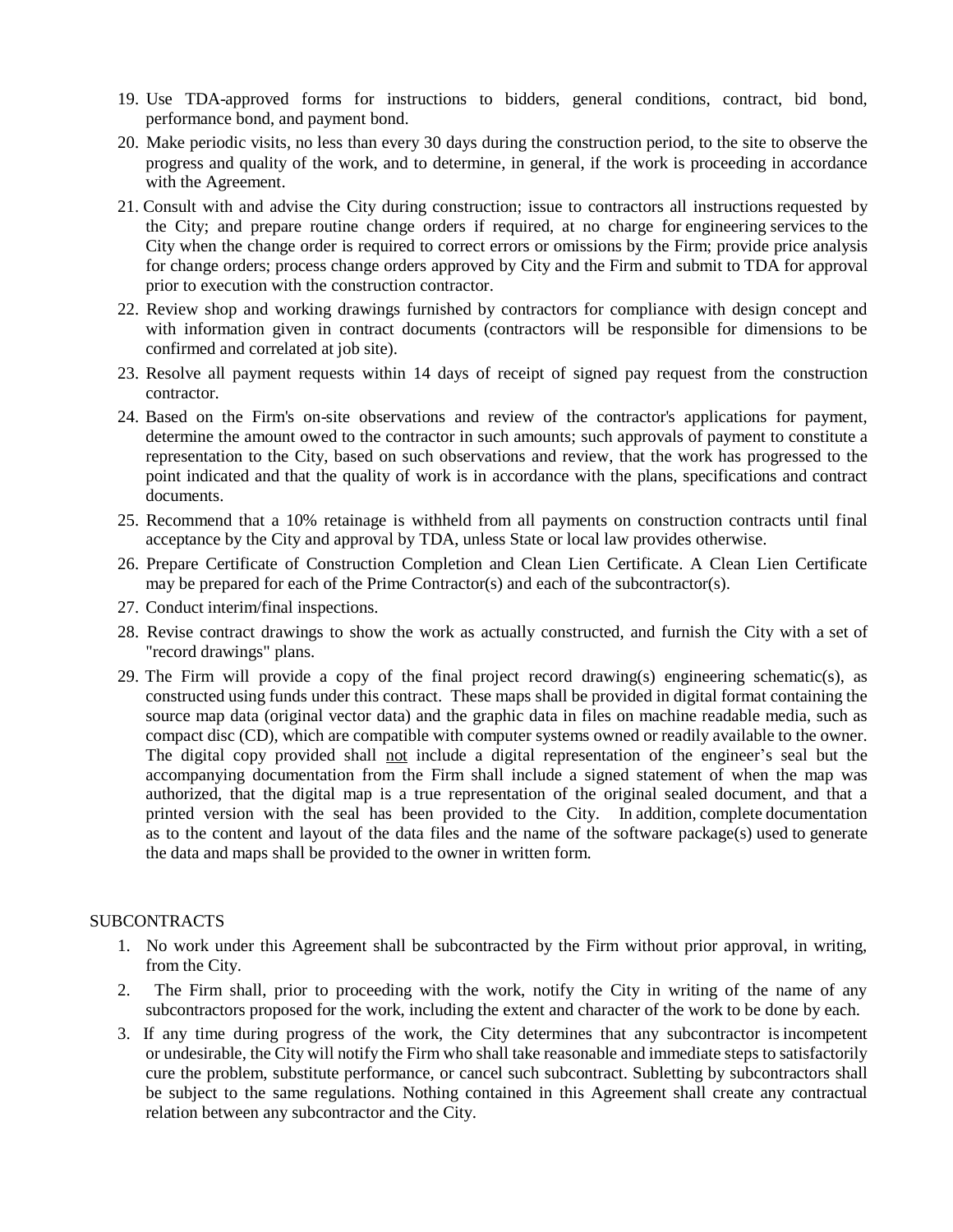19. Use TDA-approved forms for instructions to bidders, general conditions, contract, bid bond, performance bond, and payment bond.
20. Make periodic visits, no less than every 30 days during the construction period, to the site to observe the progress and quality of the work, and to determine, in general, if the work is proceeding in accordance with the Agreement.
21. Consult with and advise the City during construction; issue to contractors all instructions requested by the City; and prepare routine change orders if required, at no charge for engineering services to the City when the change order is required to correct errors or omissions by the Firm; provide price analysis for change orders; process change orders approved by City and the Firm and submit to TDA for approval prior to execution with the construction contractor.
22. Review shop and working drawings furnished by contractors for compliance with design concept and with information given in contract documents (contractors will be responsible for dimensions to be confirmed and correlated at job site).
23. Resolve all payment requests within 14 days of receipt of signed pay request from the construction contractor.
24. Based on the Firm's on-site observations and review of the contractor's applications for payment, determine the amount owed to the contractor in such amounts; such approvals of payment to constitute a representation to the City, based on such observations and review, that the work has progressed to the point indicated and that the quality of work is in accordance with the plans, specifications and contract documents.
25. Recommend that a 10% retainage is withheld from all payments on construction contracts until final acceptance by the City and approval by TDA, unless State or local law provides otherwise.
26. Prepare Certificate of Construction Completion and Clean Lien Certificate. A Clean Lien Certificate may be prepared for each of the Prime Contractor(s) and each of the subcontractor(s).
27. Conduct interim/final inspections.
28. Revise contract drawings to show the work as actually constructed, and furnish the City with a set of "record drawings" plans.
29. The Firm will provide a copy of the final project record drawing(s) engineering schematic(s), as constructed using funds under this contract. These maps shall be provided in digital format containing the source map data (original vector data) and the graphic data in files on machine readable media, such as compact disc (CD), which are compatible with computer systems owned or readily available to the owner. The digital copy provided shall <u>not</u> include a digital representation of the engineer's seal but the accompanying documentation from the Firm shall include a signed statement of when the map was authorized, that the digital map is a true representation of the original sealed document, and that a printed version with the seal has been provided to the City. In addition, complete documentation as to the content and layout of the data files and the name of the software package(s) used to generate the data and maps shall be provided to the owner in written form.

SUBCONTRACTS

1. No work under this Agreement shall be subcontracted by the Firm without prior approval, in writing, from the City.
2. The Firm shall, prior to proceeding with the work, notify the City in writing of the name of any subcontractors proposed for the work, including the extent and character of the work to be done by each.
3. If any time during progress of the work, the City determines that any subcontractor is incompetent or undesirable, the City will notify the Firm who shall take reasonable and immediate steps to satisfactorily cure the problem, substitute performance, or cancel such subcontract. Subletting by subcontractors shall be subject to the same regulations. Nothing contained in this Agreement shall create any contractual relation between any subcontractor and the City.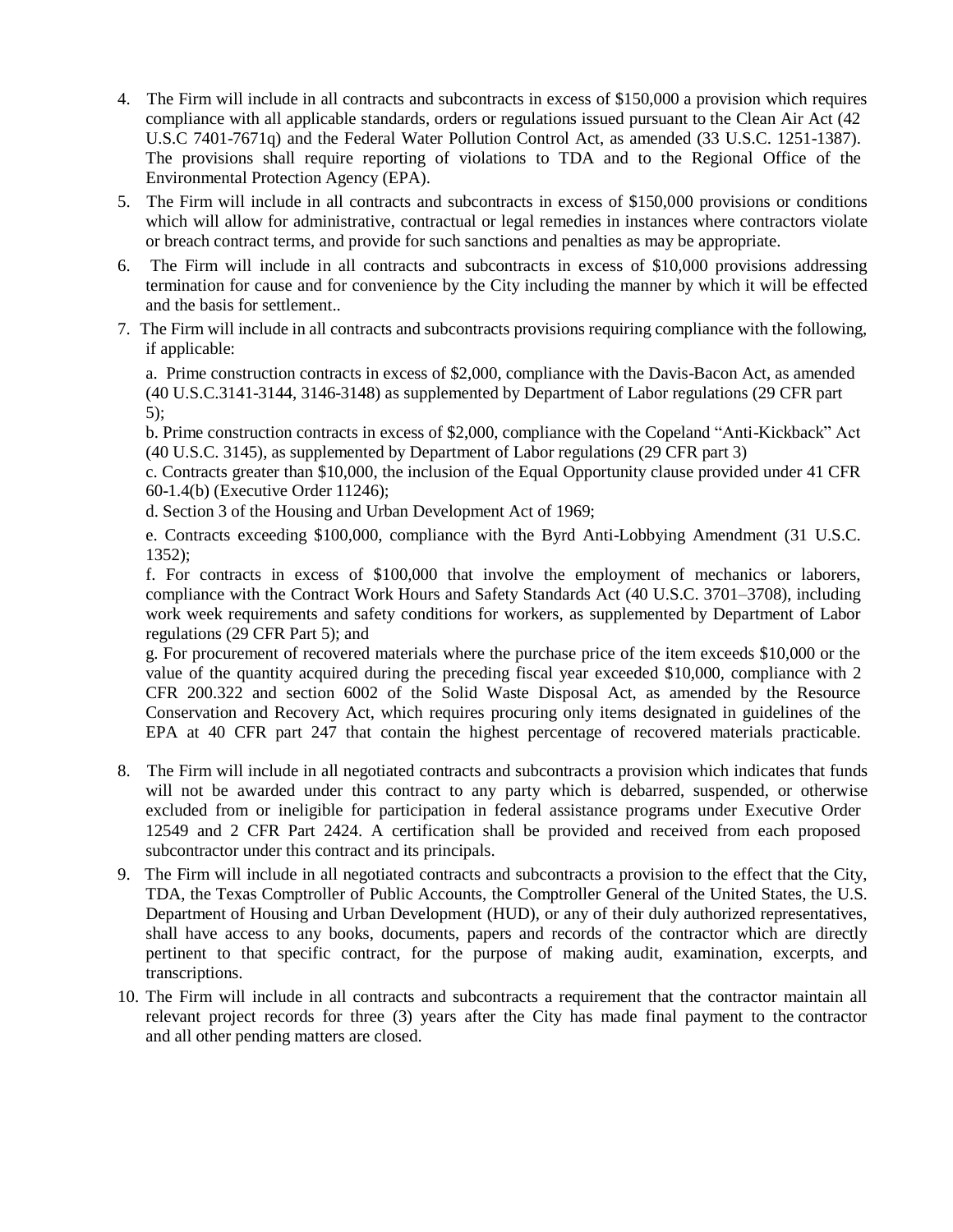4. The Firm will include in all contracts and subcontracts in excess of $150,000 a provision which requires compliance with all applicable standards, orders or regulations issued pursuant to the Clean Air Act (42 U.S.C 7401-7671q) and the Federal Water Pollution Control Act, as amended (33 U.S.C. 1251-1387). The provisions shall require reporting of violations to TDA and to the Regional Office of the Environmental Protection Agency (EPA).
5. The Firm will include in all contracts and subcontracts in excess of $150,000 provisions or conditions which will allow for administrative, contractual or legal remedies in instances where contractors violate or breach contract terms, and provide for such sanctions and penalties as may be appropriate.
6. The Firm will include in all contracts and subcontracts in excess of $10,000 provisions addressing termination for cause and for convenience by the City including the manner by which it will be effected and the basis for settlement..
7. The Firm will include in all contracts and subcontracts provisions requiring compliance with the following, if applicable:

   a. Prime construction contracts in excess of $2,000, compliance with the Davis-Bacon Act, as amended (40 U.S.C.3141-3144, 3146-3148) as supplemented by Department of Labor regulations (29 CFR part 5);

   b. Prime construction contracts in excess of $2,000, compliance with the Copeland "Anti-Kickback" Act (40 U.S.C. 3145), as supplemented by Department of Labor regulations (29 CFR part 3)

   c. Contracts greater than $10,000, the inclusion of the Equal Opportunity clause provided under 41 CFR 60-1.4(b) (Executive Order 11246);

   d. Section 3 of the Housing and Urban Development Act of 1969;

   e. Contracts exceeding $100,000, compliance with the Byrd Anti-Lobbying Amendment (31 U.S.C. 1352);

   f. For contracts in excess of $100,000 that involve the employment of mechanics or laborers, compliance with the Contract Work Hours and Safety Standards Act (40 U.S.C. 3701–3708), including work week requirements and safety conditions for workers, as supplemented by Department of Labor regulations (29 CFR Part 5); and

   g. For procurement of recovered materials where the purchase price of the item exceeds $10,000 or the value of the quantity acquired during the preceding fiscal year exceeded $10,000, compliance with 2 CFR 200.322 and section 6002 of the Solid Waste Disposal Act, as amended by the Resource Conservation and Recovery Act, which requires procuring only items designated in guidelines of the EPA at 40 CFR part 247 that contain the highest percentage of recovered materials practicable.

8. The Firm will include in all negotiated contracts and subcontracts a provision which indicates that funds will not be awarded under this contract to any party which is debarred, suspended, or otherwise excluded from or ineligible for participation in federal assistance programs under Executive Order 12549 and 2 CFR Part 2424. A certification shall be provided and received from each proposed subcontractor under this contract and its principals.
9. The Firm will include in all negotiated contracts and subcontracts a provision to the effect that the City, TDA, the Texas Comptroller of Public Accounts, the Comptroller General of the United States, the U.S. Department of Housing and Urban Development (HUD), or any of their duly authorized representatives, shall have access to any books, documents, papers and records of the contractor which are directly pertinent to that specific contract, for the purpose of making audit, examination, excerpts, and transcriptions.
10. The Firm will include in all contracts and subcontracts a requirement that the contractor maintain all relevant project records for three (3) years after the City has made final payment to the contractor and all other pending matters are closed.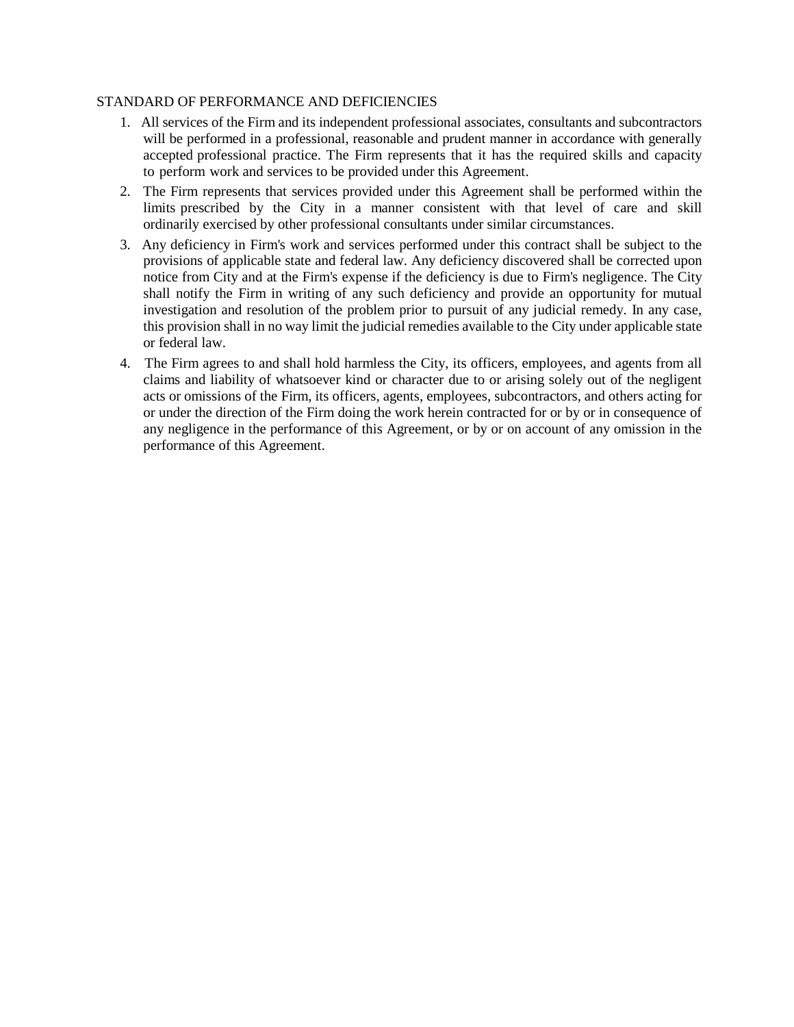STANDARD OF PERFORMANCE AND DEFICIENCIES

1. All services of the Firm and its independent professional associates, consultants and subcontractors will be performed in a professional, reasonable and prudent manner in accordance with generally accepted professional practice. The Firm represents that it has the required skills and capacity to perform work and services to be provided under this Agreement.
2. The Firm represents that services provided under this Agreement shall be performed within the limits prescribed by the City in a manner consistent with that level of care and skill ordinarily exercised by other professional consultants under similar circumstances.
3. Any deficiency in Firm's work and services performed under this contract shall be subject to the provisions of applicable state and federal law. Any deficiency discovered shall be corrected upon notice from City and at the Firm's expense if the deficiency is due to Firm's negligence. The City shall notify the Firm in writing of any such deficiency and provide an opportunity for mutual investigation and resolution of the problem prior to pursuit of any judicial remedy. In any case, this provision shall in no way limit the judicial remedies available to the City under applicable state or federal law.
4. The Firm agrees to and shall hold harmless the City, its officers, employees, and agents from all claims and liability of whatsoever kind or character due to or arising solely out of the negligent acts or omissions of the Firm, its officers, agents, employees, subcontractors, and others acting for or under the direction of the Firm doing the work herein contracted for or by or in consequence of any negligence in the performance of this Agreement, or by or on account of any omission in the performance of this Agreement.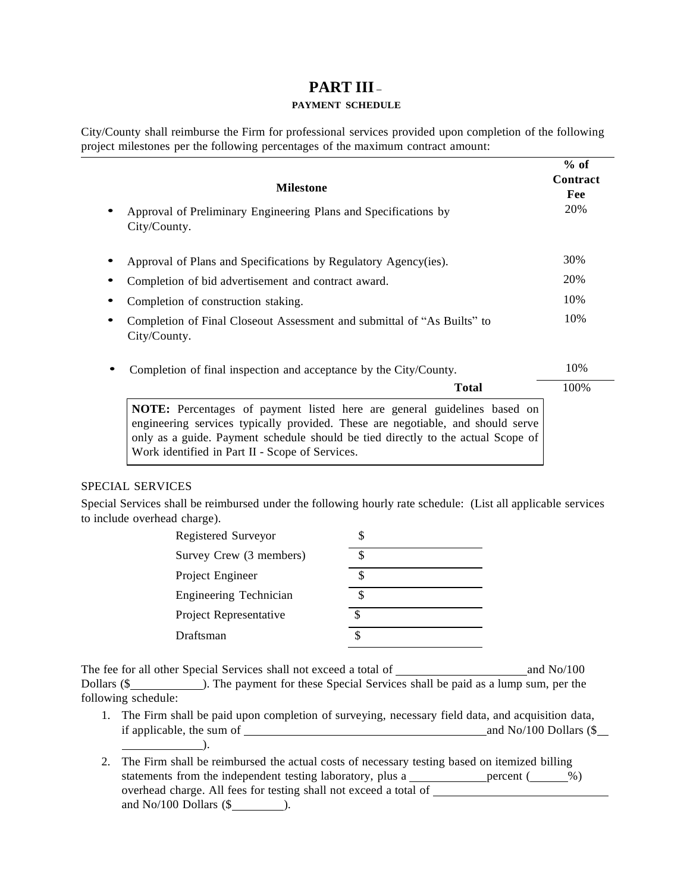# PART III –

**PAYMENT SCHEDULE**

City/County shall reimburse the Firm for professional services provided upon completion of the following project milestones per the following percentages of the maximum contract amount:

| Milestone | % of Contract Fee |
|---|---|
| • Approval of Preliminary Engineering Plans and Specifications by City/County. | 20% |
| • Approval of Plans and Specifications by Regulatory Agency(ies). | 30% |
| • Completion of bid advertisement and contract award. | 20% |
| • Completion of construction staking. | 10% |
| • Completion of Final Closeout Assessment and submittal of "As Builts" to City/County. | 10% |
| • Completion of final inspection and acceptance by the City/County. | 10% |
| **Total** | 100% |

> **NOTE:** Percentages of payment listed here are general guidelines based on engineering services typically provided. These are negotiable, and should serve only as a guide. Payment schedule should be tied directly to the actual Scope of Work identified in Part II - Scope of Services.

SPECIAL SERVICES

Special Services shall be reimbursed under the following hourly rate schedule: (List all applicable services to include overhead charge).

| | |
|---|---|
| Registered Surveyor | $ |
| Survey Crew (3 members) | $ |
| Project Engineer | $ |
| Engineering Technician | $ |
| Project Representative | $ |
| Draftsman | $ |

The fee for all other Special Services shall not exceed a total of ____________________ and No/100 Dollars ($__________). The payment for these Special Services shall be paid as a lump sum, per the following schedule:

1. The Firm shall be paid upon completion of surveying, necessary field data, and acquisition data, if applicable, the sum of ____________________________________ and No/100 Dollars ($____________).
2. The Firm shall be reimbursed the actual costs of necessary testing based on itemized billing statements from the independent testing laboratory, plus a ____________ percent (______%) overhead charge. All fees for testing shall not exceed a total of ____________________________ and No/100 Dollars ($________).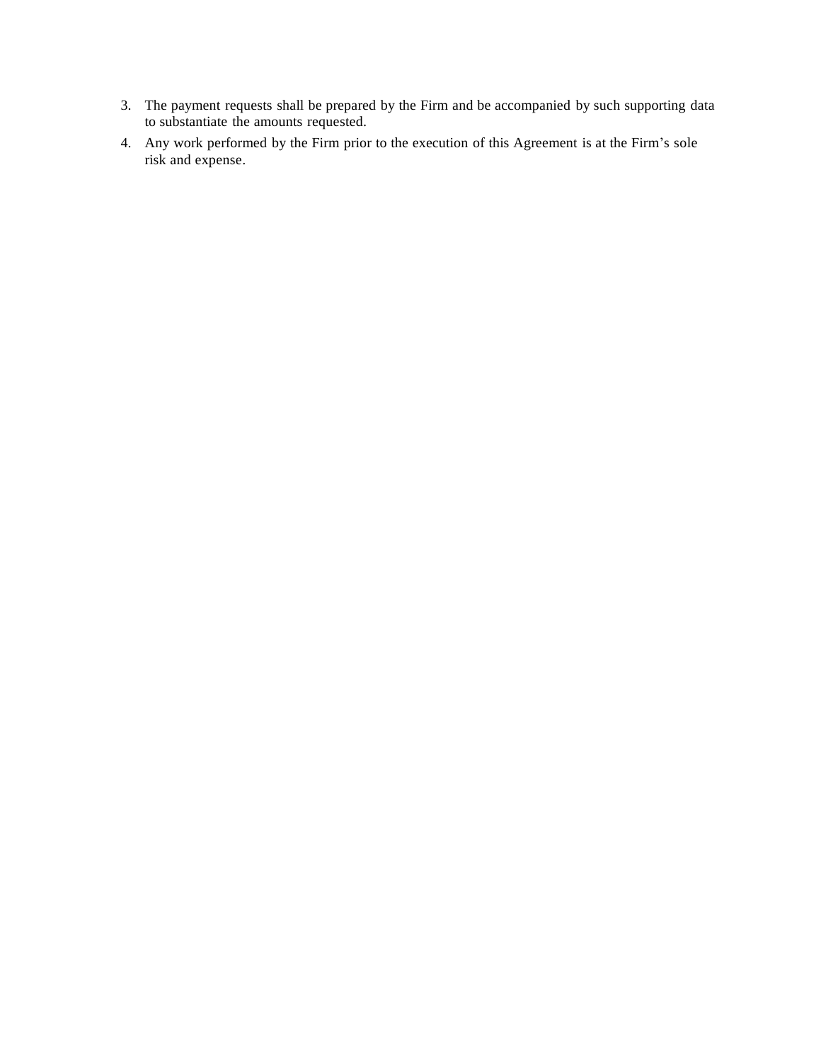3. The payment requests shall be prepared by the Firm and be accompanied by such supporting data to substantiate the amounts requested.
4. Any work performed by the Firm prior to the execution of this Agreement is at the Firm's sole risk and expense.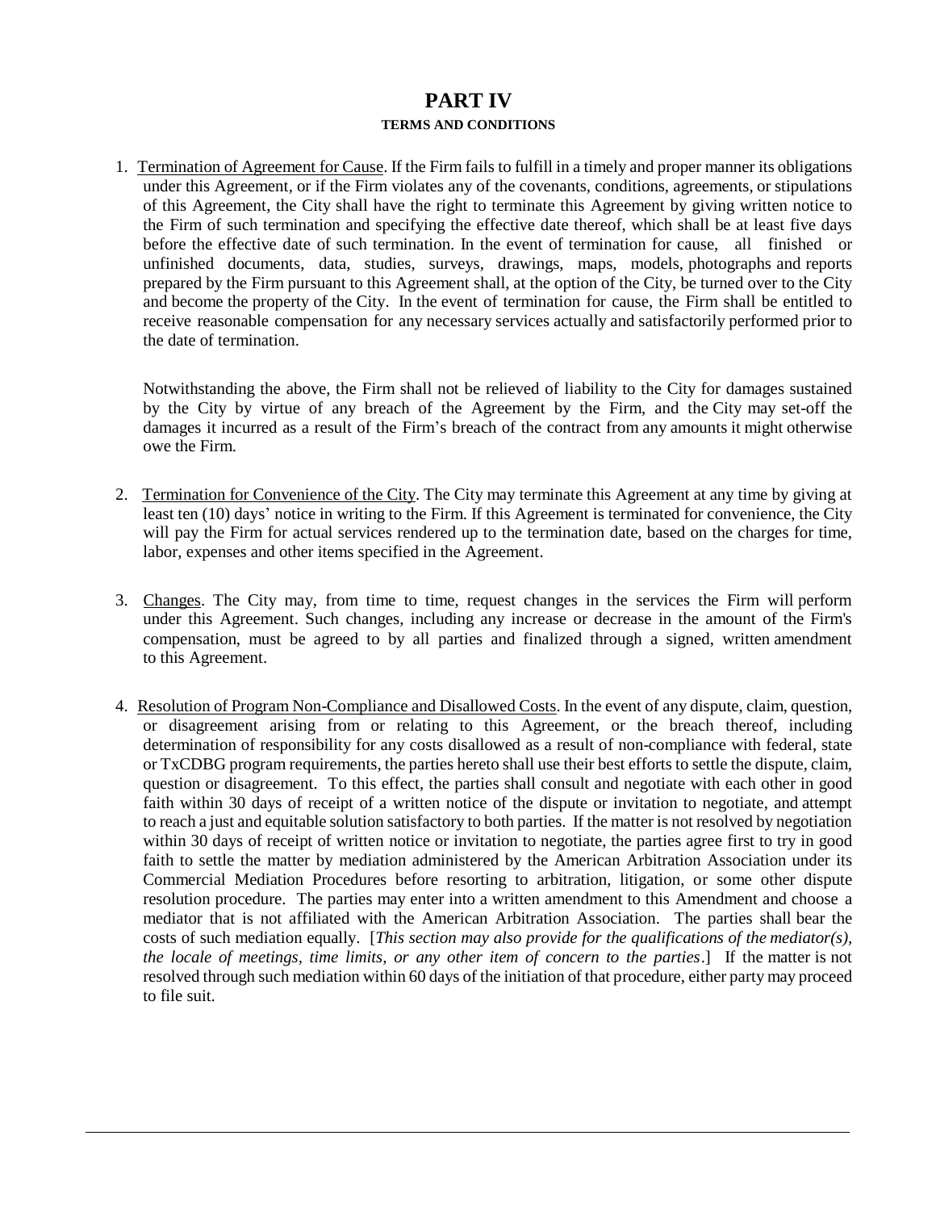# PART IV

## TERMS AND CONDITIONS

1. Termination of Agreement for Cause. If the Firm fails to fulfill in a timely and proper manner its obligations under this Agreement, or if the Firm violates any of the covenants, conditions, agreements, or stipulations of this Agreement, the City shall have the right to terminate this Agreement by giving written notice to the Firm of such termination and specifying the effective date thereof, which shall be at least five days before the effective date of such termination. In the event of termination for cause, all finished or unfinished documents, data, studies, surveys, drawings, maps, models, photographs and reports prepared by the Firm pursuant to this Agreement shall, at the option of the City, be turned over to the City and become the property of the City. In the event of termination for cause, the Firm shall be entitled to receive reasonable compensation for any necessary services actually and satisfactorily performed prior to the date of termination.

   Notwithstanding the above, the Firm shall not be relieved of liability to the City for damages sustained by the City by virtue of any breach of the Agreement by the Firm, and the City may set-off the damages it incurred as a result of the Firm's breach of the contract from any amounts it might otherwise owe the Firm.

2. Termination for Convenience of the City. The City may terminate this Agreement at any time by giving at least ten (10) days' notice in writing to the Firm. If this Agreement is terminated for convenience, the City will pay the Firm for actual services rendered up to the termination date, based on the charges for time, labor, expenses and other items specified in the Agreement.

3. Changes. The City may, from time to time, request changes in the services the Firm will perform under this Agreement. Such changes, including any increase or decrease in the amount of the Firm's compensation, must be agreed to by all parties and finalized through a signed, written amendment to this Agreement.

4. Resolution of Program Non-Compliance and Disallowed Costs. In the event of any dispute, claim, question, or disagreement arising from or relating to this Agreement, or the breach thereof, including determination of responsibility for any costs disallowed as a result of non-compliance with federal, state or TxCDBG program requirements, the parties hereto shall use their best efforts to settle the dispute, claim, question or disagreement. To this effect, the parties shall consult and negotiate with each other in good faith within 30 days of receipt of a written notice of the dispute or invitation to negotiate, and attempt to reach a just and equitable solution satisfactory to both parties. If the matter is not resolved by negotiation within 30 days of receipt of written notice or invitation to negotiate, the parties agree first to try in good faith to settle the matter by mediation administered by the American Arbitration Association under its Commercial Mediation Procedures before resorting to arbitration, litigation, or some other dispute resolution procedure. The parties may enter into a written amendment to this Amendment and choose a mediator that is not affiliated with the American Arbitration Association. The parties shall bear the costs of such mediation equally. [*This section may also provide for the qualifications of the mediator(s), the locale of meetings, time limits, or any other item of concern to the parties*.] If the matter is not resolved through such mediation within 60 days of the initiation of that procedure, either party may proceed to file suit.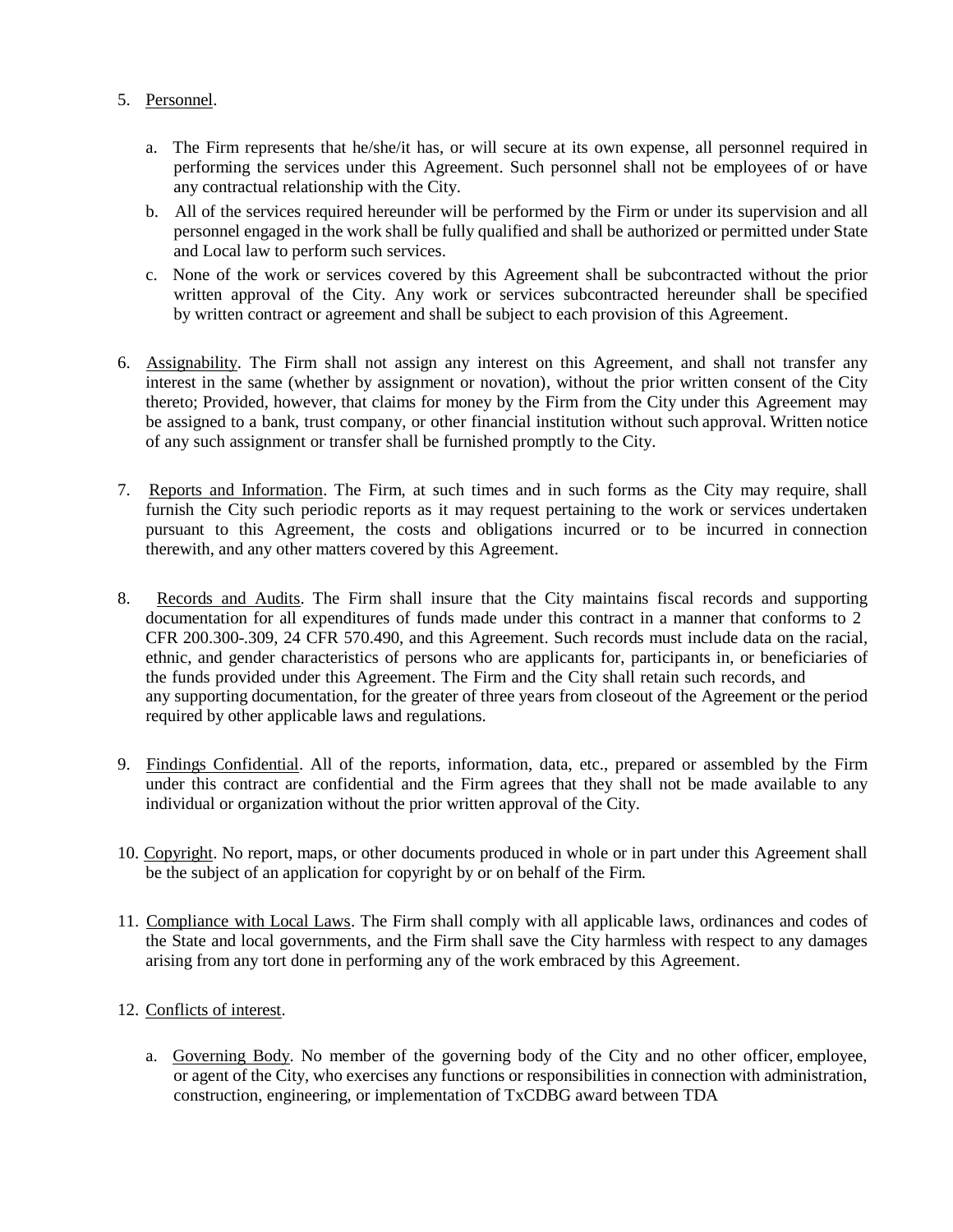5. Personnel.

    a. The Firm represents that he/she/it has, or will secure at its own expense, all personnel required in performing the services under this Agreement. Such personnel shall not be employees of or have any contractual relationship with the City.
    b. All of the services required hereunder will be performed by the Firm or under its supervision and all personnel engaged in the work shall be fully qualified and shall be authorized or permitted under State and Local law to perform such services.
    c. None of the work or services covered by this Agreement shall be subcontracted without the prior written approval of the City. Any work or services subcontracted hereunder shall be specified by written contract or agreement and shall be subject to each provision of this Agreement.

6. Assignability. The Firm shall not assign any interest on this Agreement, and shall not transfer any interest in the same (whether by assignment or novation), without the prior written consent of the City thereto; Provided, however, that claims for money by the Firm from the City under this Agreement may be assigned to a bank, trust company, or other financial institution without such approval. Written notice of any such assignment or transfer shall be furnished promptly to the City.

7. Reports and Information. The Firm, at such times and in such forms as the City may require, shall furnish the City such periodic reports as it may request pertaining to the work or services undertaken pursuant to this Agreement, the costs and obligations incurred or to be incurred in connection therewith, and any other matters covered by this Agreement.

8. Records and Audits. The Firm shall insure that the City maintains fiscal records and supporting documentation for all expenditures of funds made under this contract in a manner that conforms to 2 CFR 200.300-.309, 24 CFR 570.490, and this Agreement. Such records must include data on the racial, ethnic, and gender characteristics of persons who are applicants for, participants in, or beneficiaries of the funds provided under this Agreement. The Firm and the City shall retain such records, and any supporting documentation, for the greater of three years from closeout of the Agreement or the period required by other applicable laws and regulations.

9. Findings Confidential. All of the reports, information, data, etc., prepared or assembled by the Firm under this contract are confidential and the Firm agrees that they shall not be made available to any individual or organization without the prior written approval of the City.

10. Copyright. No report, maps, or other documents produced in whole or in part under this Agreement shall be the subject of an application for copyright by or on behalf of the Firm.

11. Compliance with Local Laws. The Firm shall comply with all applicable laws, ordinances and codes of the State and local governments, and the Firm shall save the City harmless with respect to any damages arising from any tort done in performing any of the work embraced by this Agreement.

12. Conflicts of interest.

    a. Governing Body. No member of the governing body of the City and no other officer, employee, or agent of the City, who exercises any functions or responsibilities in connection with administration, construction, engineering, or implementation of TxCDBG award between TDA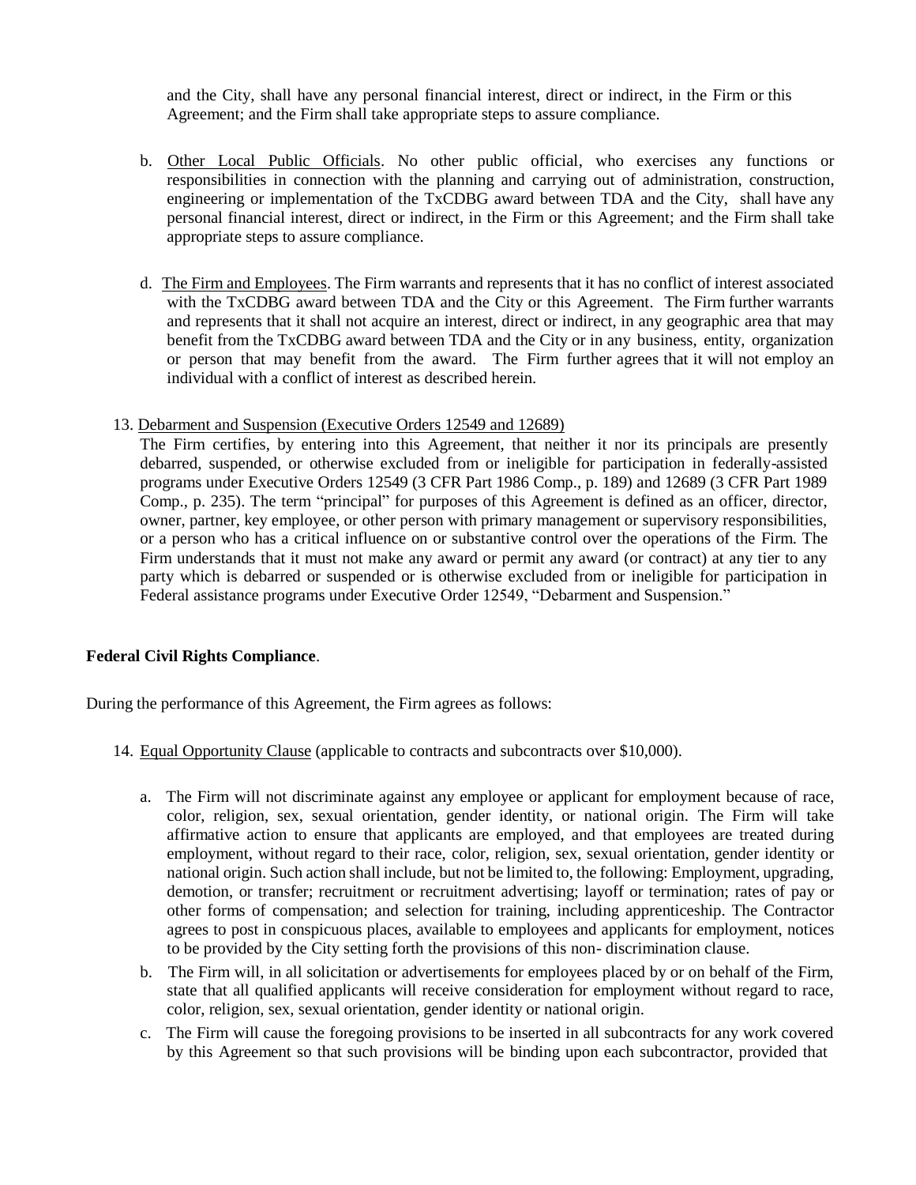and the City, shall have any personal financial interest, direct or indirect, in the Firm or this Agreement; and the Firm shall take appropriate steps to assure compliance.

b. Other Local Public Officials. No other public official, who exercises any functions or responsibilities in connection with the planning and carrying out of administration, construction, engineering or implementation of the TxCDBG award between TDA and the City, shall have any personal financial interest, direct or indirect, in the Firm or this Agreement; and the Firm shall take appropriate steps to assure compliance.

d. The Firm and Employees. The Firm warrants and represents that it has no conflict of interest associated with the TxCDBG award between TDA and the City or this Agreement. The Firm further warrants and represents that it shall not acquire an interest, direct or indirect, in any geographic area that may benefit from the TxCDBG award between TDA and the City or in any business, entity, organization or person that may benefit from the award. The Firm further agrees that it will not employ an individual with a conflict of interest as described herein.

13. Debarment and Suspension (Executive Orders 12549 and 12689)

The Firm certifies, by entering into this Agreement, that neither it nor its principals are presently debarred, suspended, or otherwise excluded from or ineligible for participation in federally-assisted programs under Executive Orders 12549 (3 CFR Part 1986 Comp., p. 189) and 12689 (3 CFR Part 1989 Comp., p. 235). The term "principal" for purposes of this Agreement is defined as an officer, director, owner, partner, key employee, or other person with primary management or supervisory responsibilities, or a person who has a critical influence on or substantive control over the operations of the Firm. The Firm understands that it must not make any award or permit any award (or contract) at any tier to any party which is debarred or suspended or is otherwise excluded from or ineligible for participation in Federal assistance programs under Executive Order 12549, "Debarment and Suspension."

**Federal Civil Rights Compliance**.

During the performance of this Agreement, the Firm agrees as follows:

14. Equal Opportunity Clause (applicable to contracts and subcontracts over $10,000).

a. The Firm will not discriminate against any employee or applicant for employment because of race, color, religion, sex, sexual orientation, gender identity, or national origin. The Firm will take affirmative action to ensure that applicants are employed, and that employees are treated during employment, without regard to their race, color, religion, sex, sexual orientation, gender identity or national origin. Such action shall include, but not be limited to, the following: Employment, upgrading, demotion, or transfer; recruitment or recruitment advertising; layoff or termination; rates of pay or other forms of compensation; and selection for training, including apprenticeship. The Contractor agrees to post in conspicuous places, available to employees and applicants for employment, notices to be provided by the City setting forth the provisions of this non- discrimination clause.

b. The Firm will, in all solicitation or advertisements for employees placed by or on behalf of the Firm, state that all qualified applicants will receive consideration for employment without regard to race, color, religion, sex, sexual orientation, gender identity or national origin.

c. The Firm will cause the foregoing provisions to be inserted in all subcontracts for any work covered by this Agreement so that such provisions will be binding upon each subcontractor, provided that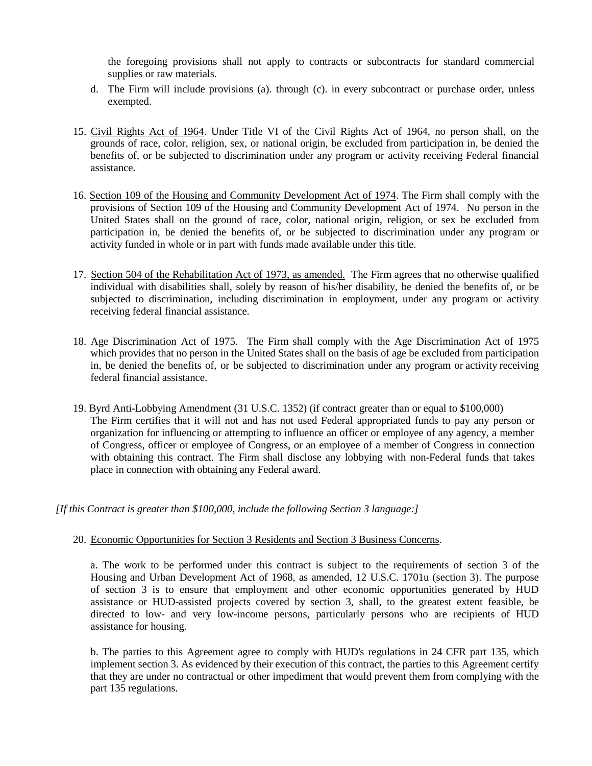the foregoing provisions shall not apply to contracts or subcontracts for standard commercial supplies or raw materials.

d. The Firm will include provisions (a). through (c). in every subcontract or purchase order, unless exempted.

15. Civil Rights Act of 1964. Under Title VI of the Civil Rights Act of 1964, no person shall, on the grounds of race, color, religion, sex, or national origin, be excluded from participation in, be denied the benefits of, or be subjected to discrimination under any program or activity receiving Federal financial assistance.

16. Section 109 of the Housing and Community Development Act of 1974. The Firm shall comply with the provisions of Section 109 of the Housing and Community Development Act of 1974. No person in the United States shall on the ground of race, color, national origin, religion, or sex be excluded from participation in, be denied the benefits of, or be subjected to discrimination under any program or activity funded in whole or in part with funds made available under this title.

17. Section 504 of the Rehabilitation Act of 1973, as amended. The Firm agrees that no otherwise qualified individual with disabilities shall, solely by reason of his/her disability, be denied the benefits of, or be subjected to discrimination, including discrimination in employment, under any program or activity receiving federal financial assistance.

18. Age Discrimination Act of 1975. The Firm shall comply with the Age Discrimination Act of 1975 which provides that no person in the United States shall on the basis of age be excluded from participation in, be denied the benefits of, or be subjected to discrimination under any program or activity receiving federal financial assistance.

19. Byrd Anti-Lobbying Amendment (31 U.S.C. 1352) (if contract greater than or equal to $100,000) The Firm certifies that it will not and has not used Federal appropriated funds to pay any person or organization for influencing or attempting to influence an officer or employee of any agency, a member of Congress, officer or employee of Congress, or an employee of a member of Congress in connection with obtaining this contract. The Firm shall disclose any lobbying with non-Federal funds that takes place in connection with obtaining any Federal award.

*[If this Contract is greater than $100,000, include the following Section 3 language:]*

20. Economic Opportunities for Section 3 Residents and Section 3 Business Concerns.

a. The work to be performed under this contract is subject to the requirements of section 3 of the Housing and Urban Development Act of 1968, as amended, 12 U.S.C. 1701u (section 3). The purpose of section 3 is to ensure that employment and other economic opportunities generated by HUD assistance or HUD-assisted projects covered by section 3, shall, to the greatest extent feasible, be directed to low- and very low-income persons, particularly persons who are recipients of HUD assistance for housing.

b. The parties to this Agreement agree to comply with HUD's regulations in 24 CFR part 135, which implement section 3. As evidenced by their execution of this contract, the parties to this Agreement certify that they are under no contractual or other impediment that would prevent them from complying with the part 135 regulations.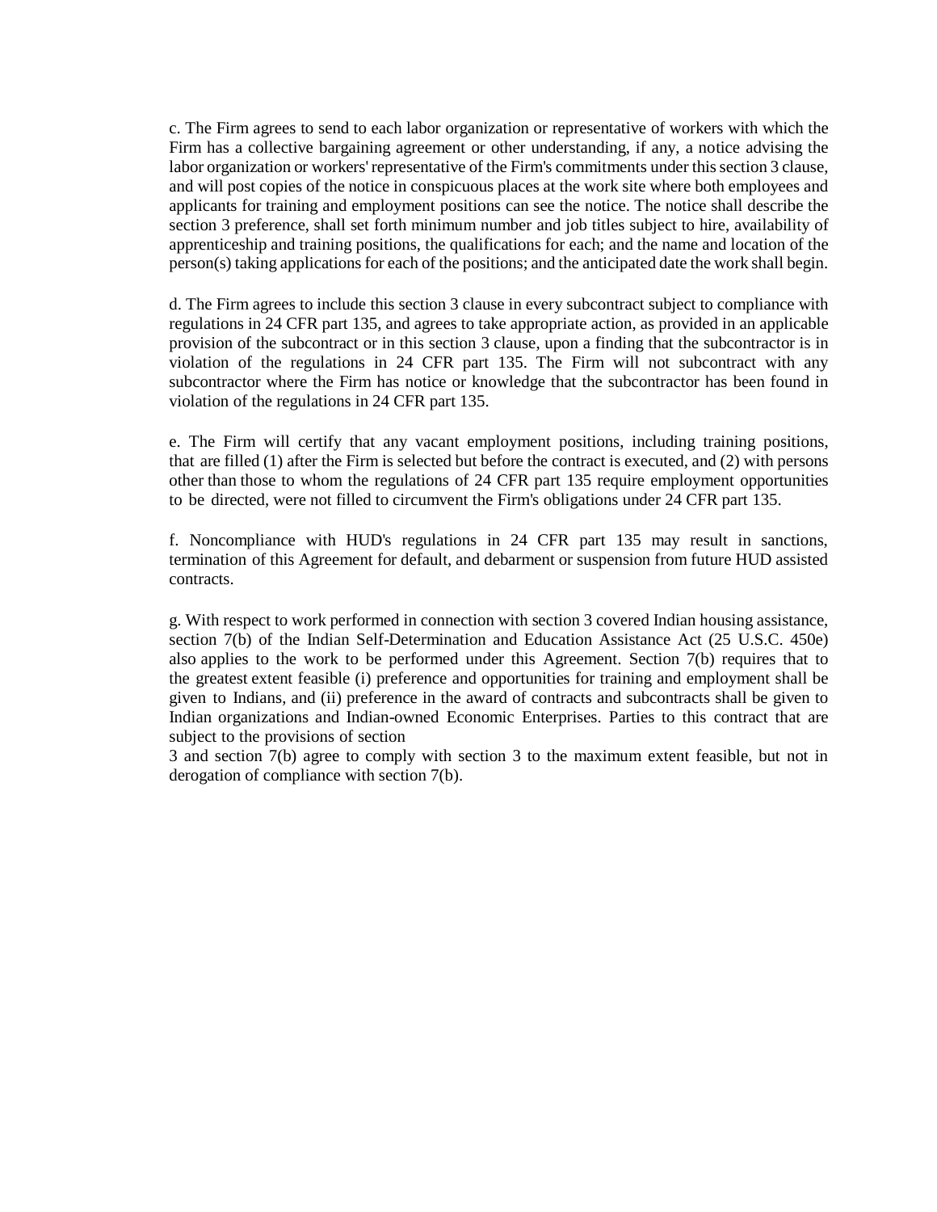c. The Firm agrees to send to each labor organization or representative of workers with which the Firm has a collective bargaining agreement or other understanding, if any, a notice advising the labor organization or workers' representative of the Firm's commitments under this section 3 clause, and will post copies of the notice in conspicuous places at the work site where both employees and applicants for training and employment positions can see the notice. The notice shall describe the section 3 preference, shall set forth minimum number and job titles subject to hire, availability of apprenticeship and training positions, the qualifications for each; and the name and location of the person(s) taking applications for each of the positions; and the anticipated date the work shall begin.

d. The Firm agrees to include this section 3 clause in every subcontract subject to compliance with regulations in 24 CFR part 135, and agrees to take appropriate action, as provided in an applicable provision of the subcontract or in this section 3 clause, upon a finding that the subcontractor is in violation of the regulations in 24 CFR part 135. The Firm will not subcontract with any subcontractor where the Firm has notice or knowledge that the subcontractor has been found in violation of the regulations in 24 CFR part 135.

e. The Firm will certify that any vacant employment positions, including training positions, that are filled (1) after the Firm is selected but before the contract is executed, and (2) with persons other than those to whom the regulations of 24 CFR part 135 require employment opportunities to be directed, were not filled to circumvent the Firm's obligations under 24 CFR part 135.

f. Noncompliance with HUD's regulations in 24 CFR part 135 may result in sanctions, termination of this Agreement for default, and debarment or suspension from future HUD assisted contracts.

g. With respect to work performed in connection with section 3 covered Indian housing assistance, section 7(b) of the Indian Self-Determination and Education Assistance Act (25 U.S.C. 450e) also applies to the work to be performed under this Agreement. Section 7(b) requires that to the greatest extent feasible (i) preference and opportunities for training and employment shall be given to Indians, and (ii) preference in the award of contracts and subcontracts shall be given to Indian organizations and Indian-owned Economic Enterprises. Parties to this contract that are subject to the provisions of section 3 and section 7(b) agree to comply with section 3 to the maximum extent feasible, but not in derogation of compliance with section 7(b).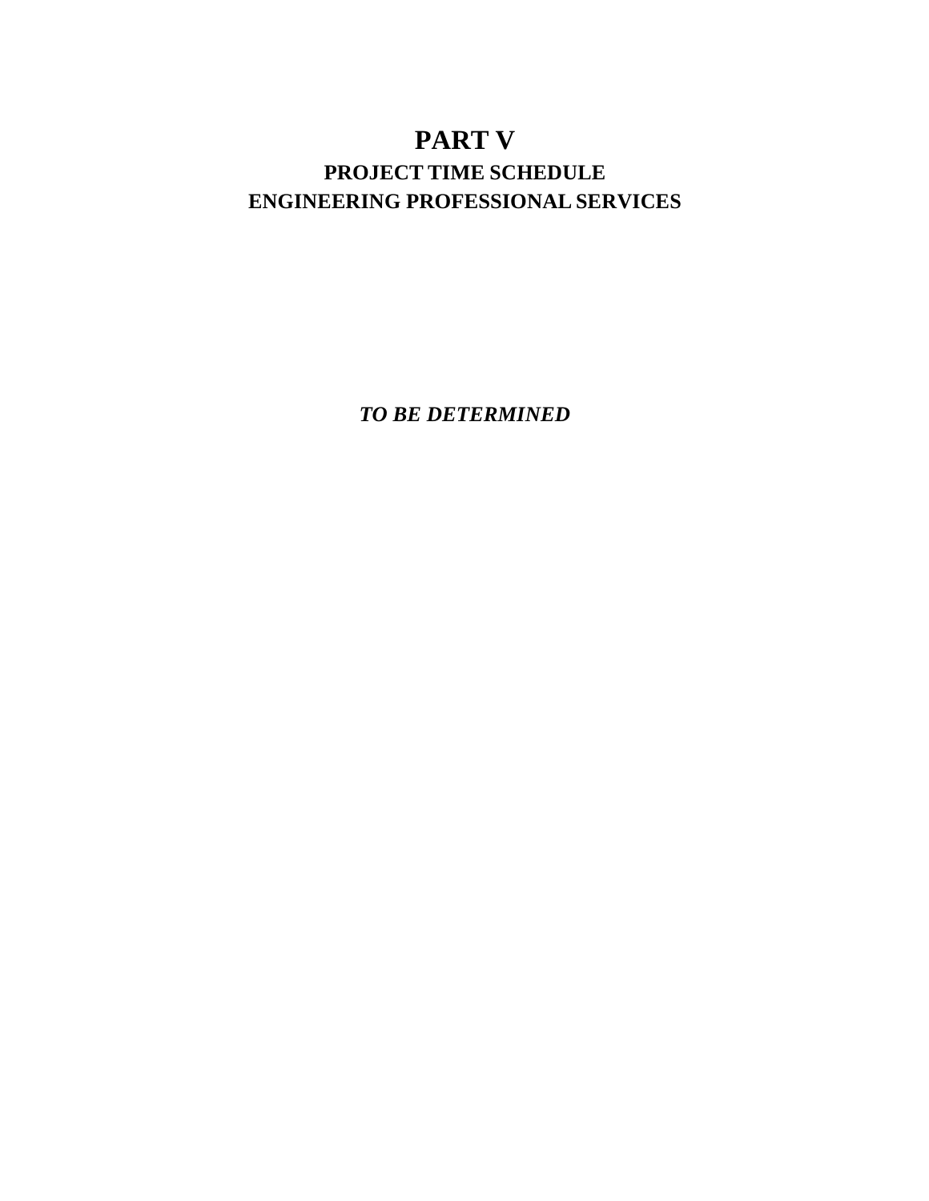# PART V

## PROJECT TIME SCHEDULE
## ENGINEERING PROFESSIONAL SERVICES

***TO BE DETERMINED***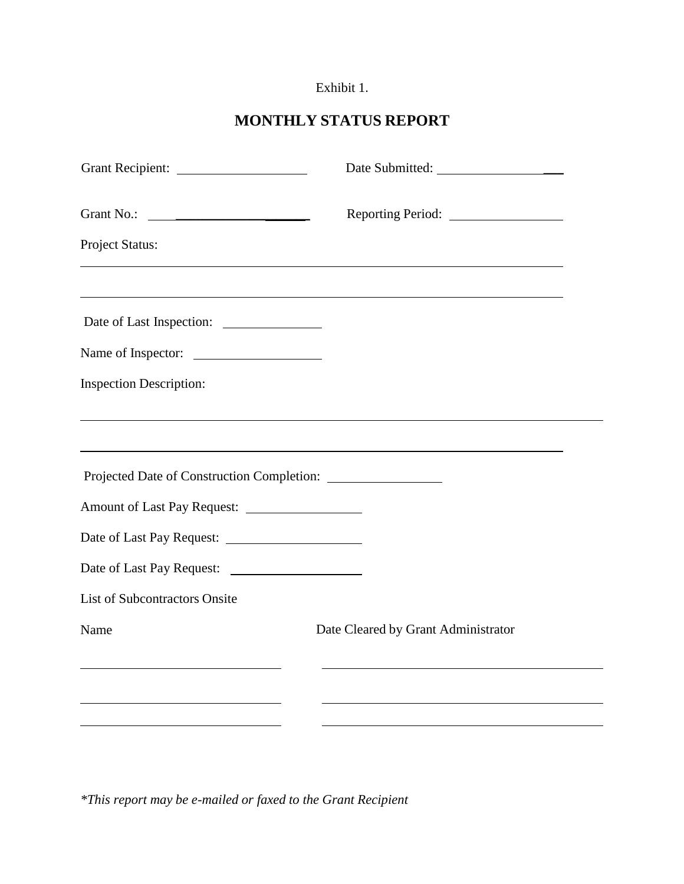Exhibit 1.

# MONTHLY STATUS REPORT

Grant Recipient: ____________________ Date Submitted: ____________________

Grant No.: ____________________ Reporting Period: ____________________

Project Status:

______________________________________________________________________

______________________________________________________________________

Date of Last Inspection: ________________

Name of Inspector: ____________________

Inspection Description:

______________________________________________________________________

______________________________________________________________________

Projected Date of Construction Completion: ________________

Amount of Last Pay Request: ________________

Date of Last Pay Request: ____________________

Date of Last Pay Request: ____________________

List of Subcontractors Onsite

| Name | Date Cleared by Grant Administrator |
|---|---|
| | |
| | |
| | |

*\*This report may be e-mailed or faxed to the Grant Recipient*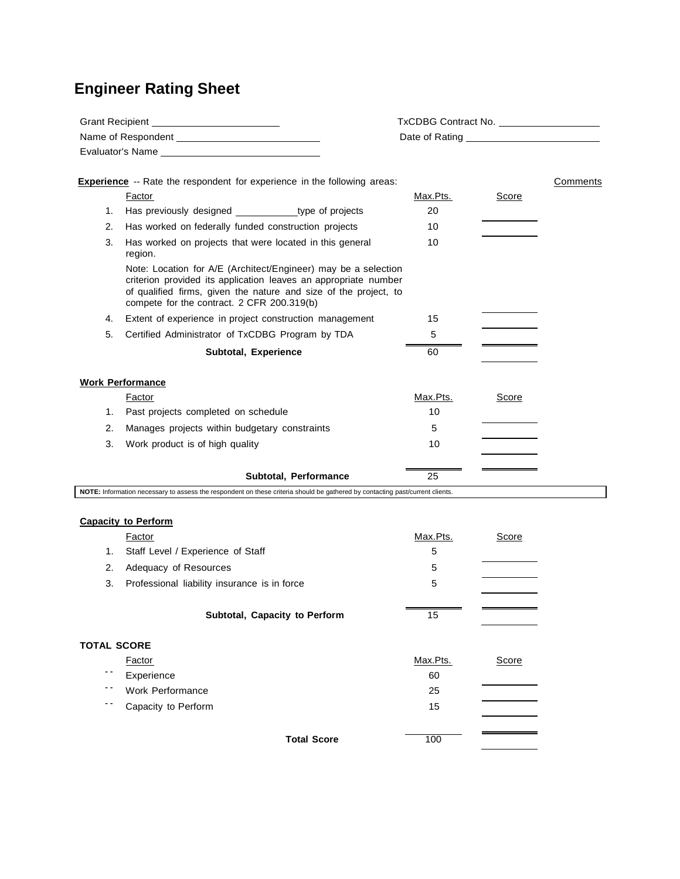# Engineer Rating Sheet

Grant Recipient ______________________ TxCDBG Contract No. __________________

Name of Respondent ______________________ Date of Rating ______________________

Evaluator's Name ______________________

**Experience** -- Rate the respondent for experience in the following areas:

| | Factor | Max.Pts. | Score | Comments |
|---|---|---|---|---|
| 1. | Has previously designed ___________type of projects | 20 | | |
| 2. | Has worked on federally funded construction projects | 10 | | |
| 3. | Has worked on projects that were located in this general region. Note: Location for A/E (Architect/Engineer) may be a selection criterion provided its application leaves an appropriate number of qualified firms, given the nature and size of the project, to compete for the contract. 2 CFR 200.319(b) | 10 | | |
| 4. | Extent of experience in project construction management | 15 | | |
| 5. | Certified Administrator of TxCDBG Program by TDA | 5 | | |
| | **Subtotal, Experience** | 60 | | |

**Work Performance**

| | Factor | Max.Pts. | Score |
|---|---|---|---|
| 1. | Past projects completed on schedule | 10 | |
| 2. | Manages projects within budgetary constraints | 5 | |
| 3. | Work product is of high quality | 10 | |
| | **Subtotal, Performance** | 25 | |

**NOTE:** Information necessary to assess the respondent on these criteria should be gathered by contacting past/current clients.

**Capacity to Perform**

| | Factor | Max.Pts. | Score |
|---|---|---|---|
| 1. | Staff Level / Experience of Staff | 5 | |
| 2. | Adequacy of Resources | 5 | |
| 3. | Professional liability insurance is in force | 5 | |
| | **Subtotal, Capacity to Perform** | 15 | |

**TOTAL SCORE**

| | Factor | Max.Pts. | Score |
|---|---|---|---|
| -- | Experience | 60 | |
| -- | Work Performance | 25 | |
| -- | Capacity to Perform | 15 | |
| | **Total Score** | 100 | |